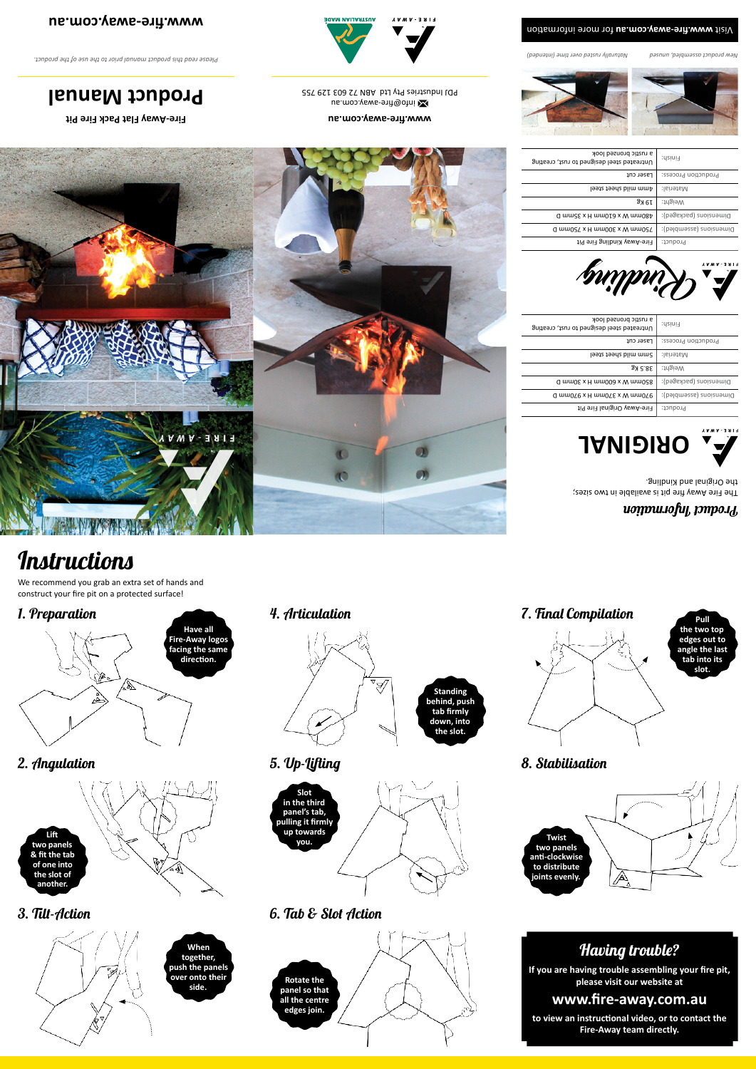# Fire-Away Flat Pack Fire Pit

## Product Manual

*Please read this product manual prior to the use of the product.*

**www.fire-away.com.au**

**www.fire-away.com.au**

info@fire-away.com.au

PDJ Industries Pty Ltd ABN 72 603 129 755

## Product Information

The Fire Away fire pit is available in two sizes; the Original and Kindling.

### ORIGINAL

| Product: | Fire-Away Original Fire Pit |
|---|---|
| Dimensions (assembled): | 970mm W x 370mm H x 970mm D |
| Dimensions (packaged): | 850mm W x 600mm H x 30mm D |
| Weight: | 38.5 Kg |
| Material: | 5mm mild sheet steel |
| Production Process: | Laser cut |
| Finish: | Untreated steel designed to rust, creating a rustic bronzed look |

### Kindling

| Product: | Fire-Away Kindling Fire Pit |
|---|---|
| Dimensions (assembled): | 750mm W x 300mm H x 750mm D |
| Dimensions (packaged): | 480mm W x 610mm H x 35mm D |
| Weight: | 19 Kg |
| Material: | 4mm mild sheet steel |
| Production Process: | Laser cut |
| Finish: | Untreated steel designed to rust, creating a rustic bronzed look |

*New product assembled, unused* *Naturally rusted over time (intended)*

Visit **www.fire-away.com.au** for more information

# Instructions

We recommend you grab an extra set of hands and construct your fire pit on a protected surface!

### 1. Preparation

**Have all Fire-Away logos facing the same direction.**

### 2. Angulation

**Lift two panels & fit the tab of one into the slot of another.**

### 3. Tilt-Action

**When together, push the panels over onto their side.**

### 4. Articulation

**Standing behind, push tab firmly down, into the slot.**

### 5. Up-Lifting

**Slot in the third panel's tab, pulling it firmly up towards you.**

### 6. Tab & Slot Action

**Rotate the panel so that all the centre edges join.**

### 7. Final Compilation

**Pull the two top edges out to angle the last tab into its slot.**

### 8. Stabilisation

**Twist two panels anti-clockwise to distribute joints evenly.**

## Having trouble?

**If you are having trouble assembling your fire pit, please visit our website at**

**www.fire-away.com.au**

**to view an instructional video, or to contact the Fire-Away team directly.**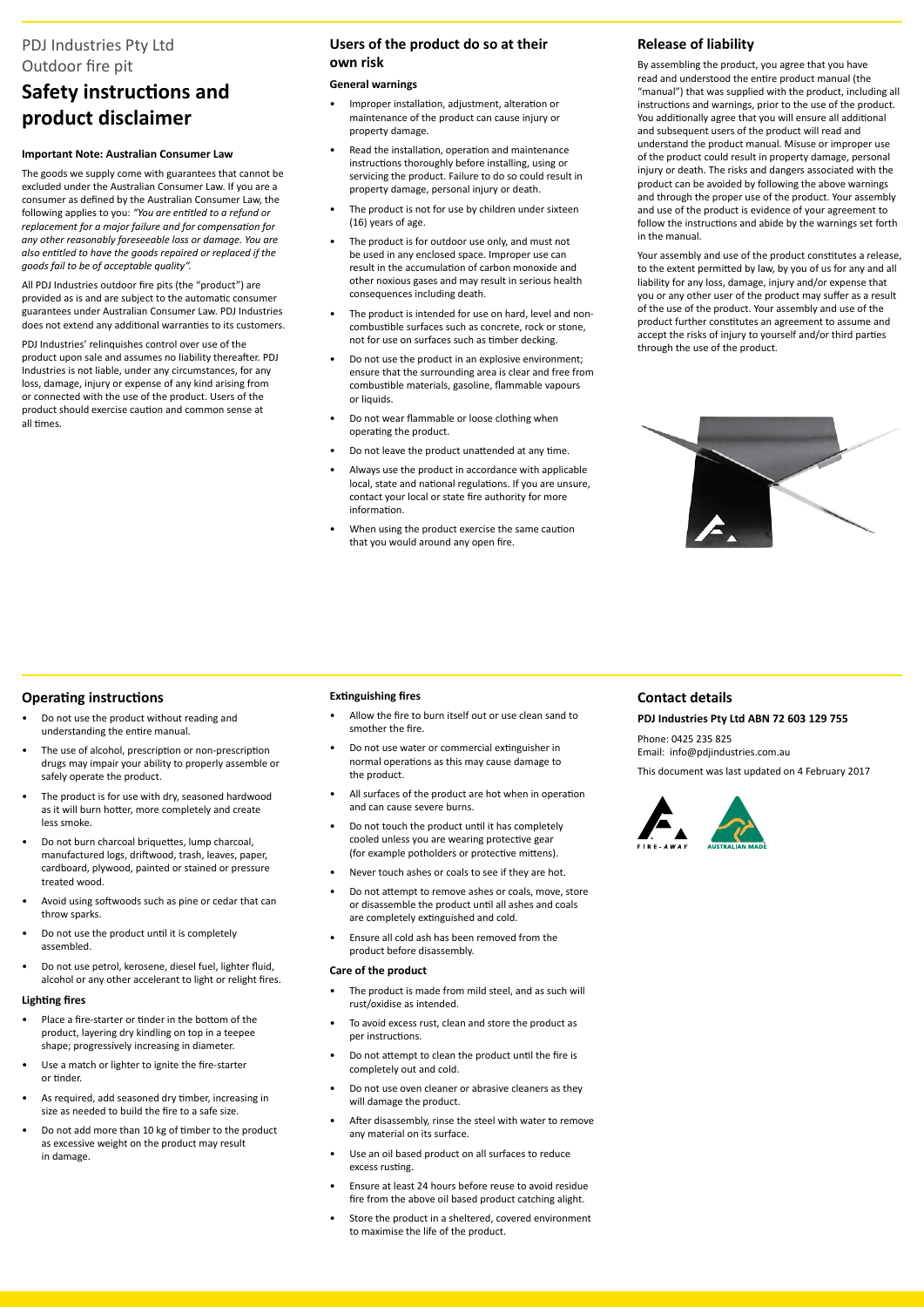PDJ Industries Pty Ltd
Outdoor fire pit

# Safety instructions and product disclaimer

### Important Note: Australian Consumer Law

The goods we supply come with guarantees that cannot be excluded under the Australian Consumer Law. If you are a consumer as defined by the Australian Consumer Law, the following applies to you: *"You are entitled to a refund or replacement for a major failure and for compensation for any other reasonably foreseeable loss or damage. You are also entitled to have the goods repaired or replaced if the goods fail to be of acceptable quality".*

All PDJ Industries outdoor fire pits (the "product") are provided as is and are subject to the automatic consumer guarantees under Australian Consumer Law. PDJ Industries does not extend any additional warranties to its customers.

PDJ Industries' relinquishes control over use of the product upon sale and assumes no liability thereafter. PDJ Industries is not liable, under any circumstances, for any loss, damage, injury or expense of any kind arising from or connected with the use of the product. Users of the product should exercise caution and common sense at all times.

## Users of the product do so at their own risk

### General warnings

- Improper installation, adjustment, alteration or maintenance of the product can cause injury or property damage.
- Read the installation, operation and maintenance instructions thoroughly before installing, using or servicing the product. Failure to do so could result in property damage, personal injury or death.
- The product is not for use by children under sixteen (16) years of age.
- The product is for outdoor use only, and must not be used in any enclosed space. Improper use can result in the accumulation of carbon monoxide and other noxious gases and may result in serious health consequences including death.
- The product is intended for use on hard, level and non-combustible surfaces such as concrete, rock or stone, not for use on surfaces such as timber decking.
- Do not use the product in an explosive environment; ensure that the surrounding area is clear and free from combustible materials, gasoline, flammable vapours or liquids.
- Do not wear flammable or loose clothing when operating the product.
- Do not leave the product unattended at any time.
- Always use the product in accordance with applicable local, state and national regulations. If you are unsure, contact your local or state fire authority for more information.
- When using the product exercise the same caution that you would around any open fire.

## Release of liability

By assembling the product, you agree that you have read and understood the entire product manual (the "manual") that was supplied with the product, including all instructions and warnings, prior to the use of the product. You additionally agree that you will ensure all additional and subsequent users of the product will read and understand the product manual. Misuse or improper use of the product could result in property damage, personal injury or death. The risks and dangers associated with the product can be avoided by following the above warnings and through the proper use of the product. Your assembly and use of the product is evidence of your agreement to follow the instructions and abide by the warnings set forth in the manual.

Your assembly and use of the product constitutes a release, to the extent permitted by law, by you of us for any and all liability for any loss, damage, injury and/or expense that you or any other user of the product may suffer as a result of the use of the product. Your assembly and use of the product further constitutes an agreement to assume and accept the risks of injury to yourself and/or third parties through the use of the product.

## Operating instructions

- Do not use the product without reading and understanding the entire manual.
- The use of alcohol, prescription or non-prescription drugs may impair your ability to properly assemble or safely operate the product.
- The product is for use with dry, seasoned hardwood as it will burn hotter, more completely and create less smoke.
- Do not burn charcoal briquettes, lump charcoal, manufactured logs, driftwood, trash, leaves, paper, cardboard, plywood, painted or stained or pressure treated wood.
- Avoid using softwoods such as pine or cedar that can throw sparks.
- Do not use the product until it is completely assembled.
- Do not use petrol, kerosene, diesel fuel, lighter fluid, alcohol or any other accelerant to light or relight fires.

### Lighting fires

- Place a fire-starter or tinder in the bottom of the product, layering dry kindling on top in a teepee shape; progressively increasing in diameter.
- Use a match or lighter to ignite the fire-starter or tinder.
- As required, add seasoned dry timber, increasing in size as needed to build the fire to a safe size.
- Do not add more than 10 kg of timber to the product as excessive weight on the product may result in damage.

### Extinguishing fires

- Allow the fire to burn itself out or use clean sand to smother the fire.
- Do not use water or commercial extinguisher in normal operations as this may cause damage to the product.
- All surfaces of the product are hot when in operation and can cause severe burns.
- Do not touch the product until it has completely cooled unless you are wearing protective gear (for example potholders or protective mittens).
- Never touch ashes or coals to see if they are hot.
- Do not attempt to remove ashes or coals, move, store or disassemble the product until all ashes and coals are completely extinguished and cold.
- Ensure all cold ash has been removed from the product before disassembly.

### Care of the product

- The product is made from mild steel, and as such will rust/oxidise as intended.
- To avoid excess rust, clean and store the product as per instructions.
- Do not attempt to clean the product until the fire is completely out and cold.
- Do not use oven cleaner or abrasive cleaners as they will damage the product.
- After disassembly, rinse the steel with water to remove any material on its surface.
- Use an oil based product on all surfaces to reduce excess rusting.
- Ensure at least 24 hours before reuse to avoid residue fire from the above oil based product catching alight.
- Store the product in a sheltered, covered environment to maximise the life of the product.

## Contact details

**PDJ Industries Pty Ltd ABN 72 603 129 755**

Phone: 0425 235 825
Email: info@pdjindustries.com.au

This document was last updated on 4 February 2017

FIRE-AWAY

AUSTRALIAN MADE